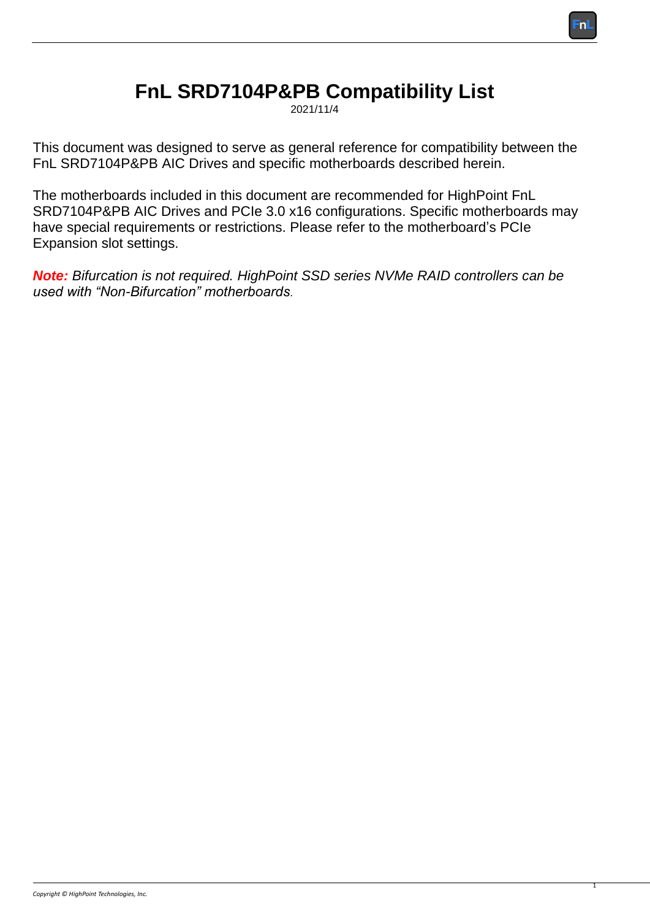# FnL SRD7104P&PB Compatibility List

2021/11/4

This document was designed to serve as general reference for compatibility between the FnL SRD7104P&PB AIC Drives and specific motherboards described herein.

The motherboards included in this document are recommended for HighPoint FnL SRD7104P&PB AIC Drives and PCIe 3.0 x16 configurations. Specific motherboards may have special requirements or restrictions. Please refer to the motherboard's PCIe Expansion slot settings.

***Note:** Bifurcation is not required. HighPoint SSD series NVMe RAID controllers can be used with "Non-Bifurcation" motherboards.*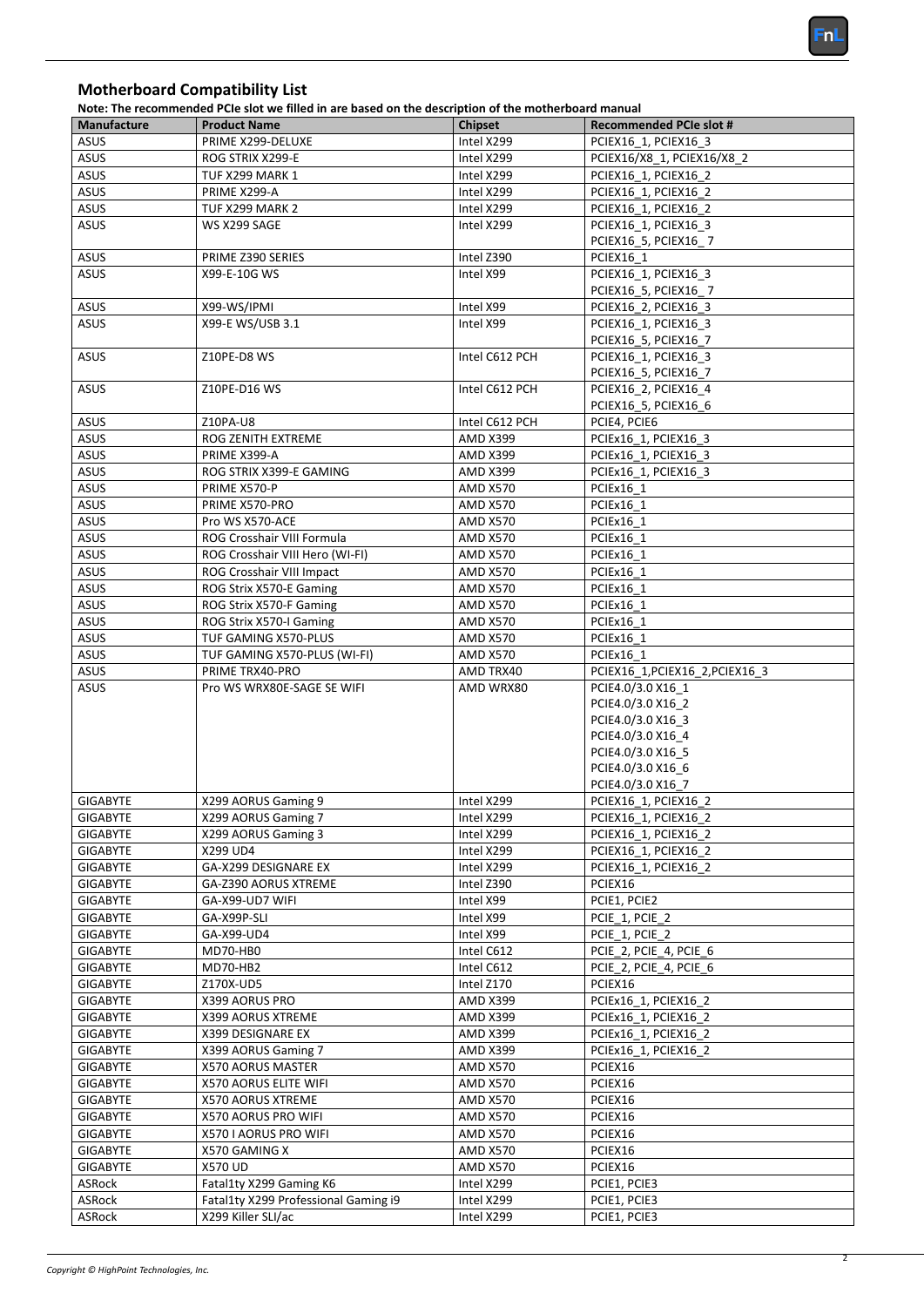## Motherboard Compatibility List

**Note: The recommended PCIe slot we filled in are based on the description of the motherboard manual**

| Manufacture | Product Name | Chipset | Recommended PCIe slot # |
|---|---|---|---|
| ASUS | PRIME X299-DELUXE | Intel X299 | PCIEX16_1, PCIEX16_3 |
| ASUS | ROG STRIX X299-E | Intel X299 | PCIEX16/X8_1, PCIEX16/X8_2 |
| ASUS | TUF X299 MARK 1 | Intel X299 | PCIEX16_1, PCIEX16_2 |
| ASUS | PRIME X299-A | Intel X299 | PCIEX16_1, PCIEX16_2 |
| ASUS | TUF X299 MARK 2 | Intel X299 | PCIEX16_1, PCIEX16_2 |
| ASUS | WS X299 SAGE | Intel X299 | PCIEX16_1, PCIEX16_3 PCIEX16_5, PCIEX16_ 7 |
| ASUS | PRIME Z390 SERIES | Intel Z390 | PCIEX16_1 |
| ASUS | X99-E-10G WS | Intel X99 | PCIEX16_1, PCIEX16_3 PCIEX16_5, PCIEX16_ 7 |
| ASUS | X99-WS/IPMI | Intel X99 | PCIEX16_2, PCIEX16_3 |
| ASUS | X99-E WS/USB 3.1 | Intel X99 | PCIEX16_1, PCIEX16_3 PCIEX16_5, PCIEX16_7 |
| ASUS | Z10PE-D8 WS | Intel C612 PCH | PCIEX16_1, PCIEX16_3 PCIEX16_5, PCIEX16_7 |
| ASUS | Z10PE-D16 WS | Intel C612 PCH | PCIEX16_2, PCIEX16_4 PCIEX16_5, PCIEX16_6 |
| ASUS | Z10PA-U8 | Intel C612 PCH | PCIE4, PCIE6 |
| ASUS | ROG ZENITH EXTREME | AMD X399 | PCIEx16_1, PCIEX16_3 |
| ASUS | PRIME X399-A | AMD X399 | PCIEx16_1, PCIEX16_3 |
| ASUS | ROG STRIX X399-E GAMING | AMD X399 | PCIEx16_1, PCIEX16_3 |
| ASUS | PRIME X570-P | AMD X570 | PCIEx16_1 |
| ASUS | PRIME X570-PRO | AMD X570 | PCIEx16_1 |
| ASUS | Pro WS X570-ACE | AMD X570 | PCIEx16_1 |
| ASUS | ROG Crosshair VIII Formula | AMD X570 | PCIEx16_1 |
| ASUS | ROG Crosshair VIII Hero (WI-FI) | AMD X570 | PCIEx16_1 |
| ASUS | ROG Crosshair VIII Impact | AMD X570 | PCIEx16_1 |
| ASUS | ROG Strix X570-E Gaming | AMD X570 | PCIEx16_1 |
| ASUS | ROG Strix X570-F Gaming | AMD X570 | PCIEx16_1 |
| ASUS | ROG Strix X570-I Gaming | AMD X570 | PCIEx16_1 |
| ASUS | TUF GAMING X570-PLUS | AMD X570 | PCIEx16_1 |
| ASUS | TUF GAMING X570-PLUS (WI-FI) | AMD X570 | PCIEx16_1 |
| ASUS | PRIME TRX40-PRO | AMD TRX40 | PCIEX16_1,PCIEX16_2,PCIEX16_3 |
| ASUS | Pro WS WRX80E-SAGE SE WIFI | AMD WRX80 | PCIE4.0/3.0 X16_1 PCIE4.0/3.0 X16_2 PCIE4.0/3.0 X16_3 PCIE4.0/3.0 X16_4 PCIE4.0/3.0 X16_5 PCIE4.0/3.0 X16_6 PCIE4.0/3.0 X16_7 |
| GIGABYTE | X299 AORUS Gaming 9 | Intel X299 | PCIEX16_1, PCIEX16_2 |
| GIGABYTE | X299 AORUS Gaming 7 | Intel X299 | PCIEX16_1, PCIEX16_2 |
| GIGABYTE | X299 AORUS Gaming 3 | Intel X299 | PCIEX16_1, PCIEX16_2 |
| GIGABYTE | X299 UD4 | Intel X299 | PCIEX16_1, PCIEX16_2 |
| GIGABYTE | GA-X299 DESIGNARE EX | Intel X299 | PCIEX16_1, PCIEX16_2 |
| GIGABYTE | GA-Z390 AORUS XTREME | Intel Z390 | PCIEX16 |
| GIGABYTE | GA-X99-UD7 WIFI | Intel X99 | PCIE1, PCIE2 |
| GIGABYTE | GA-X99P-SLI | Intel X99 | PCIE_1, PCIE_2 |
| GIGABYTE | GA-X99-UD4 | Intel X99 | PCIE_1, PCIE_2 |
| GIGABYTE | MD70-HB0 | Intel C612 | PCIE_2, PCIE_4, PCIE_6 |
| GIGABYTE | MD70-HB2 | Intel C612 | PCIE_2, PCIE_4, PCIE_6 |
| GIGABYTE | Z170X-UD5 | Intel Z170 | PCIEX16 |
| GIGABYTE | X399 AORUS PRO | AMD X399 | PCIEx16_1, PCIEX16_2 |
| GIGABYTE | X399 AORUS XTREME | AMD X399 | PCIEx16_1, PCIEX16_2 |
| GIGABYTE | X399 DESIGNARE EX | AMD X399 | PCIEx16_1, PCIEX16_2 |
| GIGABYTE | X399 AORUS Gaming 7 | AMD X399 | PCIEx16_1, PCIEX16_2 |
| GIGABYTE | X570 AORUS MASTER | AMD X570 | PCIEX16 |
| GIGABYTE | X570 AORUS ELITE WIFI | AMD X570 | PCIEX16 |
| GIGABYTE | X570 AORUS XTREME | AMD X570 | PCIEX16 |
| GIGABYTE | X570 AORUS PRO WIFI | AMD X570 | PCIEX16 |
| GIGABYTE | X570 I AORUS PRO WIFI | AMD X570 | PCIEX16 |
| GIGABYTE | X570 GAMING X | AMD X570 | PCIEX16 |
| GIGABYTE | X570 UD | AMD X570 | PCIEX16 |
| ASRock | Fatal1ty X299 Gaming K6 | Intel X299 | PCIE1, PCIE3 |
| ASRock | Fatal1ty X299 Professional Gaming i9 | Intel X299 | PCIE1, PCIE3 |
| ASRock | X299 Killer SLI/ac | Intel X299 | PCIE1, PCIE3 |

*Copyright © HighPoint Technologies, Inc.*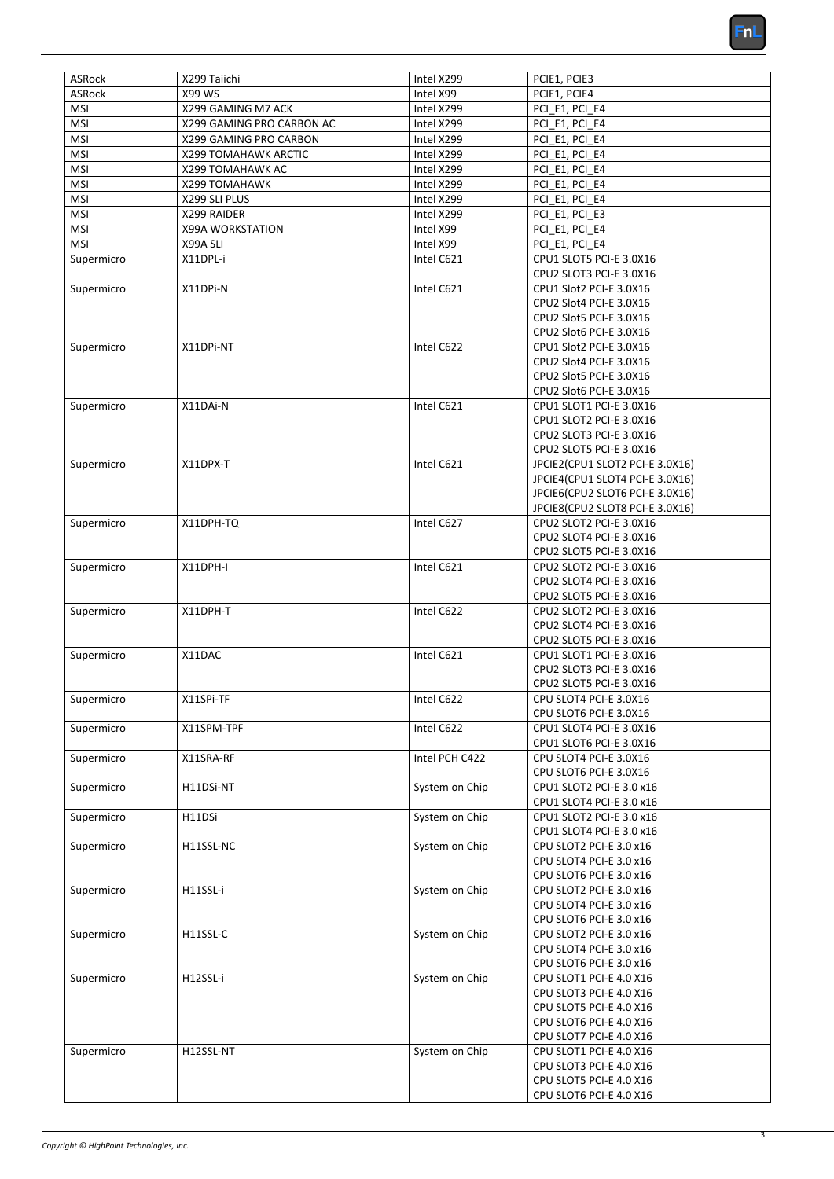| | | | |
|---|---|---|---|
| ASRock | X299 Taiichi | Intel X299 | PCIE1, PCIE3 |
| ASRock | X99 WS | Intel X99 | PCIE1, PCIE4 |
| MSI | X299 GAMING M7 ACK | Intel X299 | PCI_E1, PCI_E4 |
| MSI | X299 GAMING PRO CARBON AC | Intel X299 | PCI_E1, PCI_E4 |
| MSI | X299 GAMING PRO CARBON | Intel X299 | PCI_E1, PCI_E4 |
| MSI | X299 TOMAHAWK ARCTIC | Intel X299 | PCI_E1, PCI_E4 |
| MSI | X299 TOMAHAWK AC | Intel X299 | PCI_E1, PCI_E4 |
| MSI | X299 TOMAHAWK | Intel X299 | PCI_E1, PCI_E4 |
| MSI | X299 SLI PLUS | Intel X299 | PCI_E1, PCI_E4 |
| MSI | X299 RAIDER | Intel X299 | PCI_E1, PCI_E3 |
| MSI | X99A WORKSTATION | Intel X99 | PCI_E1, PCI_E4 |
| MSI | X99A SLI | Intel X99 | PCI_E1, PCI_E4 |
| Supermicro | X11DPL-i | Intel C621 | CPU1 SLOT5 PCI-E 3.0X16<br>CPU2 SLOT3 PCI-E 3.0X16 |
| Supermicro | X11DPi-N | Intel C621 | CPU1 Slot2 PCI-E 3.0X16<br>CPU2 Slot4 PCI-E 3.0X16<br>CPU2 Slot5 PCI-E 3.0X16<br>CPU2 Slot6 PCI-E 3.0X16 |
| Supermicro | X11DPi-NT | Intel C622 | CPU1 Slot2 PCI-E 3.0X16<br>CPU2 Slot4 PCI-E 3.0X16<br>CPU2 Slot5 PCI-E 3.0X16<br>CPU2 Slot6 PCI-E 3.0X16 |
| Supermicro | X11DAi-N | Intel C621 | CPU1 SLOT1 PCI-E 3.0X16<br>CPU1 SLOT2 PCI-E 3.0X16<br>CPU2 SLOT3 PCI-E 3.0X16<br>CPU2 SLOT5 PCI-E 3.0X16 |
| Supermicro | X11DPX-T | Intel C621 | JPCIE2(CPU1 SLOT2 PCI-E 3.0X16)<br>JPCIE4(CPU1 SLOT4 PCI-E 3.0X16)<br>JPCIE6(CPU2 SLOT6 PCI-E 3.0X16)<br>JPCIE8(CPU2 SLOT8 PCI-E 3.0X16) |
| Supermicro | X11DPH-TQ | Intel C627 | CPU2 SLOT2 PCI-E 3.0X16<br>CPU2 SLOT4 PCI-E 3.0X16<br>CPU2 SLOT5 PCI-E 3.0X16 |
| Supermicro | X11DPH-I | Intel C621 | CPU2 SLOT2 PCI-E 3.0X16<br>CPU2 SLOT4 PCI-E 3.0X16<br>CPU2 SLOT5 PCI-E 3.0X16 |
| Supermicro | X11DPH-T | Intel C622 | CPU2 SLOT2 PCI-E 3.0X16<br>CPU2 SLOT4 PCI-E 3.0X16<br>CPU2 SLOT5 PCI-E 3.0X16 |
| Supermicro | X11DAC | Intel C621 | CPU1 SLOT1 PCI-E 3.0X16<br>CPU2 SLOT3 PCI-E 3.0X16<br>CPU2 SLOT5 PCI-E 3.0X16 |
| Supermicro | X11SPi-TF | Intel C622 | CPU SLOT4 PCI-E 3.0X16<br>CPU SLOT6 PCI-E 3.0X16 |
| Supermicro | X11SPM-TPF | Intel C622 | CPU1 SLOT4 PCI-E 3.0X16<br>CPU1 SLOT6 PCI-E 3.0X16 |
| Supermicro | X11SRA-RF | Intel PCH C422 | CPU SLOT4 PCI-E 3.0X16<br>CPU SLOT6 PCI-E 3.0X16 |
| Supermicro | H11DSi-NT | System on Chip | CPU1 SLOT2 PCI-E 3.0 x16<br>CPU1 SLOT4 PCI-E 3.0 x16 |
| Supermicro | H11DSi | System on Chip | CPU1 SLOT2 PCI-E 3.0 x16<br>CPU1 SLOT4 PCI-E 3.0 x16 |
| Supermicro | H11SSL-NC | System on Chip | CPU SLOT2 PCI-E 3.0 x16<br>CPU SLOT4 PCI-E 3.0 x16<br>CPU SLOT6 PCI-E 3.0 x16 |
| Supermicro | H11SSL-i | System on Chip | CPU SLOT2 PCI-E 3.0 x16<br>CPU SLOT4 PCI-E 3.0 x16<br>CPU SLOT6 PCI-E 3.0 x16 |
| Supermicro | H11SSL-C | System on Chip | CPU SLOT2 PCI-E 3.0 x16<br>CPU SLOT4 PCI-E 3.0 x16<br>CPU SLOT6 PCI-E 3.0 x16 |
| Supermicro | H12SSL-i | System on Chip | CPU SLOT1 PCI-E 4.0 X16<br>CPU SLOT3 PCI-E 4.0 X16<br>CPU SLOT5 PCI-E 4.0 X16<br>CPU SLOT6 PCI-E 4.0 X16<br>CPU SLOT7 PCI-E 4.0 X16 |
| Supermicro | H12SSL-NT | System on Chip | CPU SLOT1 PCI-E 4.0 X16<br>CPU SLOT3 PCI-E 4.0 X16<br>CPU SLOT5 PCI-E 4.0 X16<br>CPU SLOT6 PCI-E 4.0 X16 |

*Copyright © HighPoint Technologies, Inc.*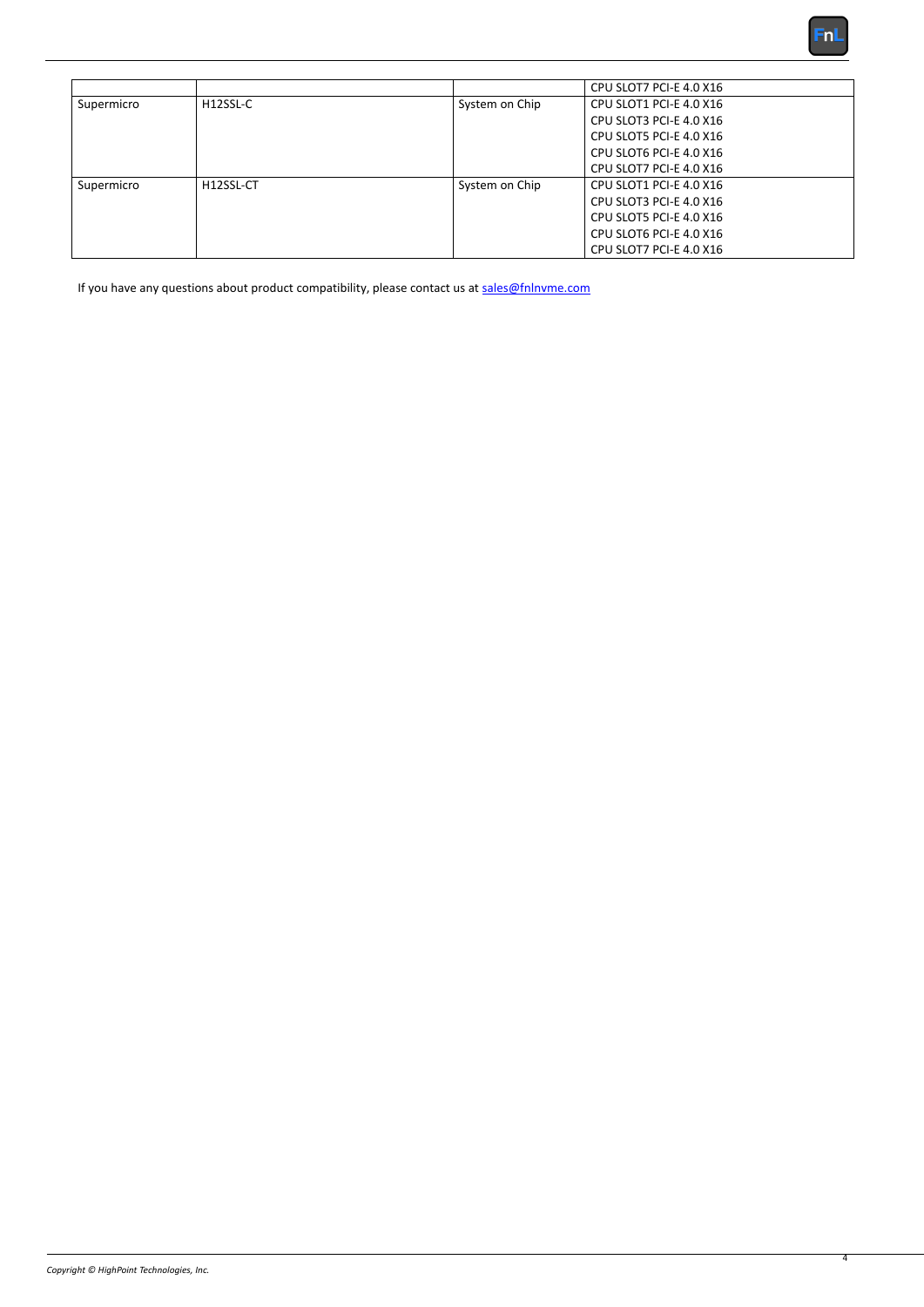| | | | |
|---|---|---|---|
| | | | CPU SLOT7 PCI-E 4.0 X16 |
| Supermicro | H12SSL-C | System on Chip | CPU SLOT1 PCI-E 4.0 X16<br>CPU SLOT3 PCI-E 4.0 X16<br>CPU SLOT5 PCI-E 4.0 X16<br>CPU SLOT6 PCI-E 4.0 X16<br>CPU SLOT7 PCI-E 4.0 X16 |
| Supermicro | H12SSL-CT | System on Chip | CPU SLOT1 PCI-E 4.0 X16<br>CPU SLOT3 PCI-E 4.0 X16<br>CPU SLOT5 PCI-E 4.0 X16<br>CPU SLOT6 PCI-E 4.0 X16<br>CPU SLOT7 PCI-E 4.0 X16 |

If you have any questions about product compatibility, please contact us at sales@fnlnvme.com